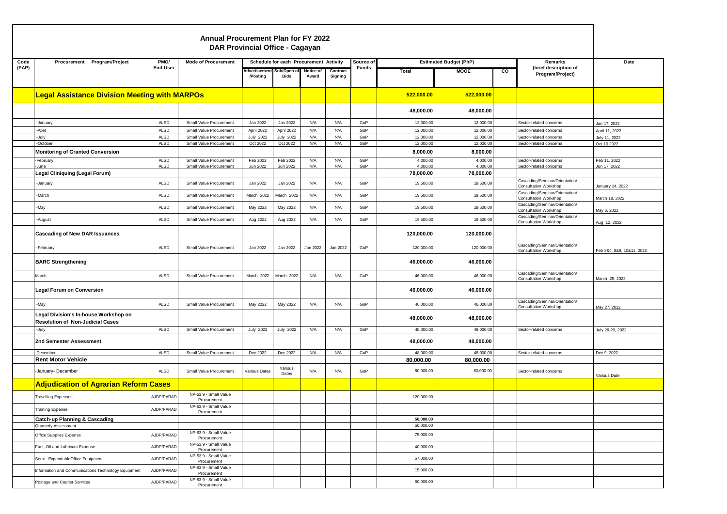# Annual Procurement Plan for FY 2022
## DAR Provincial Office - Cagayan

| Code (PAP) | Procurement Program/Project | PMO/ End-User | Mode of Procurement | Schedule for each Procurement Activity | | | | Source of Funds | Estimated Budget (PhP) | | | Remarks (brief description of Program/Project) | Date |
|---|---|---|---|---|---|---|---|---|---|---|---|---|---|
| | | | | Advertisement /Posting | Sub/Open of Bids | Notice of Award | Contract Signing | | Total | MOOE | CO | | |
| | **Legal Assistance Division Meeting with MARPOs** | | | | | | | | **522,000.00** | **522,000.00** | | | |
| | | | | | | | | | **48,000.00** | **48,000.00** | | | |
| | -January | ALSD | Small Value Procurement | Jan 2022 | Jan 2022 | N/A | N/A | GoP | 12,000.00 | 12,000.00 | | Sector-related concerns | Jan 17, 2022 |
| | -April | ALSD | Small Value Procurement | April 2022 | April 2022 | N/A | N/A | GoP | 12,000.00 | 12,000.00 | | Sector-related concerns | April 11, 2022 |
| | -July | ALSD | Small Value Procurement | July 2022 | July 2022 | N/A | N/A | GoP | 12,000.00 | 12,000.00 | | Sector-related concerns | July 11, 2022 |
| | -October | ALSD | Small Value Procurement | Oct 2022 | Oct 2022 | N/A | N/A | GoP | 12,000.00 | 12,000.00 | | Sector-related concerns | Oct 10 2022 |
| | **Monitoring of Granted Conversion** | | | | | | | | **8,000.00** | **8,000.00** | | | |
| | -February | ALSD | Small Value Procurement | Feb 2022 | Feb 2022 | N/A | N/A | GoP | 4,000.00 | 4,000.00 | | Sector-related concerns | Feb 11, 2022 |
| | -June | ALSD | Small Value Procurement | Jun 2022 | Jun 2022 | N/A | N/A | GoP | 4,000.00 | 4,000.00 | | Sector-related concerns | Jun 17, 2022 |
| | **Legal Cliniquing (Legal Forum)** | | | | | | | | **78,000.00** | **78,000.00** | | | |
| | -January | ALSD | Small Value Procurement | Jan 2022 | Jan 2022 | N/A | N/A | GoP | 19,500.00 | 19,500.00 | | Cascading/Seminar/Orientation/ Consultation Workshop | January 14, 2022 |
| | -March | ALSD | Small Value Procurement | March 2022 | March 2022 | N/A | N/A | GoP | 19,500.00 | 19,500.00 | | Cascading/Seminar/Orientation/ Consultation Workshop | March 18, 2022 |
| | -May | ALSD | Small Value Procurement | May 2022 | May 2022 | N/A | N/A | GoP | 19,500.00 | 19,500.00 | | Cascading/Seminar/Orientation/ Consultation Workshop | May 6, 2022 |
| | -August | ALSD | Small Value Procurement | Aug 2022 | Aug 2022 | N/A | N/A | GoP | 19,500.00 | 19,500.00 | | Cascading/Seminar/Orientation/ Consultation Workshop | Aug 12, 2022 |
| | **Cascading of New DAR Issuances** | | | | | | | | **120,000.00** | **120,000.00** | | | |
| | -February | ALSD | Small Value Procurement | Jan 2022 | Jan 2022 | Jan 2022 | Jan 2022 | GoP | 120,000.00 | 120,000.00 | | Cascading/Seminar/Orientation/ Consultation Workshop | Feb 3&4, 8&9, 10&11, 2022 |
| | **BARC Strengthening** | | | | | | | | **46,000.00** | **46,000.00** | | | |
| | March | ALSD | Small Value Procurement | March 2022 | March 2022 | N/A | N/A | GoP | 46,000.00 | 46,000.00 | | Cascading/Seminar/Orientation/ Consultation Workshop | March 25, 2022 |
| | **Legal Forum on Conversion** | | | | | | | | **46,000.00** | **46,000.00** | | | |
| | -May | ALSD | Small Value Procurement | May 2022 | May 2022 | N/A | N/A | GoP | 46,000.00 | 46,000.00 | | Cascading/Seminar/Orientation/ Consultation Workshop | May 27, 2022 |
| | **Legal Division's In-house Workshop on Resolution of Non-Judicial Cases** | | | | | | | | **48,000.00** | **48,000.00** | | | |
| | -July | ALSD | Small Value Procurement | July 2022 | July 2022 | N/A | N/A | GoP | 48,000.00 | 48,000.00 | | Sector-related concerns | July 26-29, 2022 |
| | **2nd Semester Assessment** | | | | | | | | **48,000.00** | **48,000.00** | | | |
| | -December | ALSD | Small Value Procurement | Dec 2022 | Dec 2022 | N/A | N/A | GoP | 48,000.00 | 48,000.00 | | Sector-related concerns | Dec 9, 2022 |
| | **Rent Motor Vehicle** | | | | | | | | **80,000.00** | **80,000.00** | | | |
| | -January- December | ALSD | Small Value Procurement | Various Dates | Various Dates | N/A | N/A | GoP | 80,000.00 | 80,000.00 | | Sector-related concerns | Various Date |
| | **Adjudication of Agrarian Reform Cases** | | | | | | | | | | | | |
| | Travelling Expenses | AJDP/PARAD | NP-53.9 - Small Value Procurement | | | | | | 120,000.00 | | | | |
| | Training Expense | AJDP/PARAD | NP-53.9 - Small Value Procurement | | | | | | | | | | |
| | **Catch-up Planning & Cascading** | | | | | | | | **50,000.00** | | | | |
| | Quarterly Assessment | | | | | | | | 50,000.00 | | | | |
| | Office Supplies Expense | AJDP/PARAD | NP-53.9 - Small Value Procurement | | | | | | 75,000.00 | | | | |
| | Fuel, Oil and Lubricant Expense | AJDP/PARAD | NP-53.9 - Small Value Procurement | | | | | | 40,000.00 | | | | |
| | Semi - ExpendableOffice Equipment | AJDP/PARAD | NP-53.9 - Small Value Procurement | | | | | | 57,000.00 | | | | |
| | Information and Communications Technology Equipment | AJDP/PARAD | NP-53.9 - Small Value Procurement | | | | | | 15,000.00 | | | | |
| | Postage and Courier Services | AJDP/PARAD | NP-53.9 - Small Value Procurement | | | | | | 60,000.00 | | | | |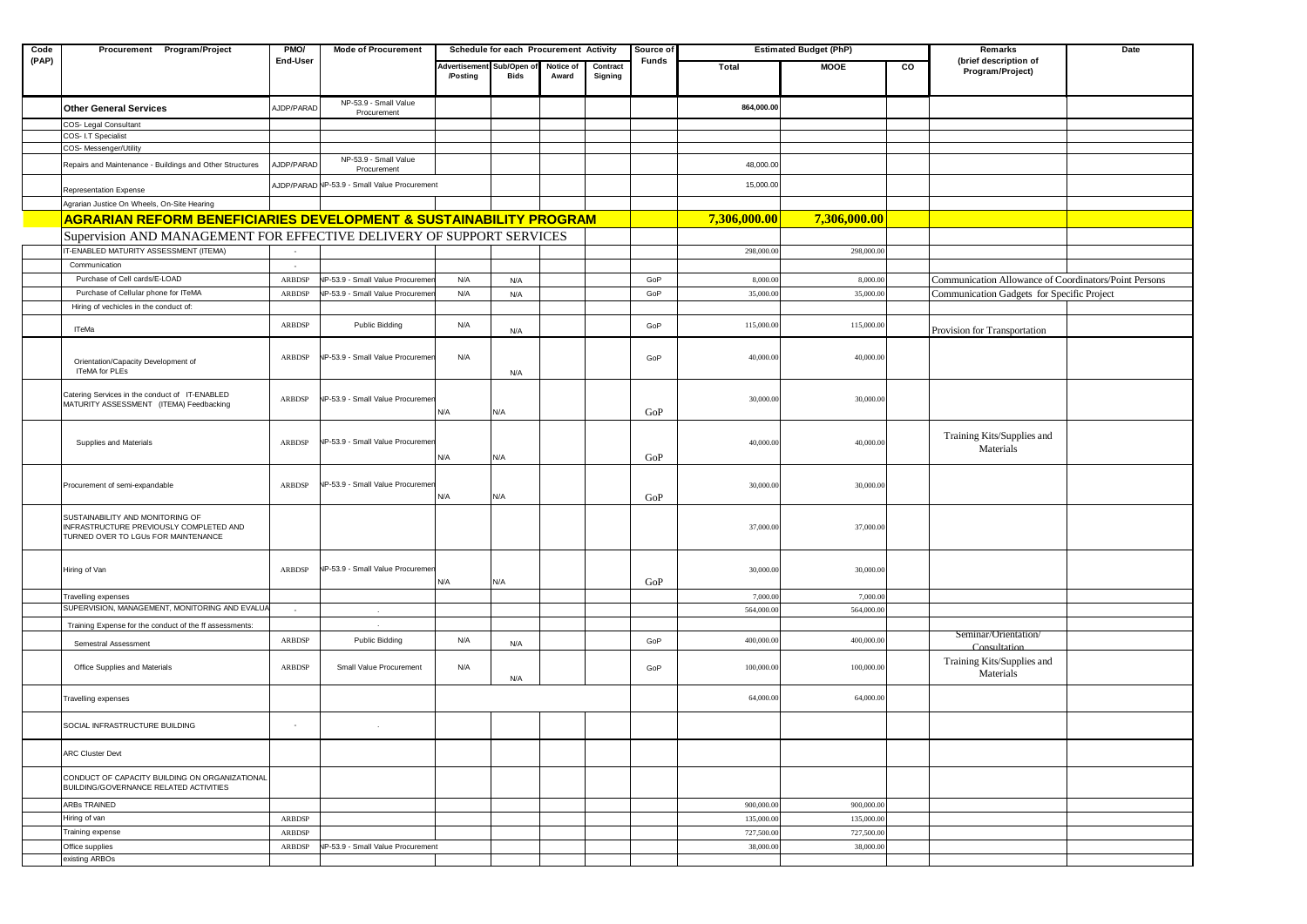| Code (PAP) | Procurement Program/Project | PMO/ End-User | Mode of Procurement | Schedule for each Procurement Activity | | | | Source of Funds | Estimated Budget (PhP) | | | Remarks (brief description of Program/Project) | Date |
|---|---|---|---|---|---|---|---|---|---|---|---|---|---|
| | | | | Advertisement /Posting | Sub/Open of Bids | Notice of Award | Contract Signing | | Total | MOOE | CO | | |
| | **Other General Services** | AJDP/PARAD | NP-53.9 - Small Value Procurement | | | | | | 864,000.00 | | | | |
| | COS- Legal Consultant | | | | | | | | | | | | |
| | COS- I.T Specialist | | | | | | | | | | | | |
| | COS- Messenger/Utility | | | | | | | | | | | | |
| | Repairs and Maintenance - Buildings and Other Structures | AJDP/PARAD | NP-53.9 - Small Value Procurement | | | | | | 48,000.00 | | | | |
| | Representation Expense | AJDP/PARAD | NP-53.9 - Small Value Procurement | | | | | | 15,000.00 | | | | |
| | Agrarian Justice On Wheels, On-Site Hearing | | | | | | | | | | | | |
| | **AGRARIAN REFORM BENEFICIARIES DEVELOPMENT & SUSTAINABILITY PROGRAM** | | | | | | | | **7,306,000.00** | **7,306,000.00** | | | |
| | Supervision AND MANAGEMENT FOR EFFECTIVE DELIVERY OF SUPPORT SERVICES | | | | | | | | | | | | |
| | IT-ENABLED MATURITY ASSESSMENT (ITEMA) | - | | | | | | | 298,000.00 | 298,000.00 | | | |
| | Communication | - | | | | | | | | | | | |
| | Purchase of Cell cards/E-LOAD | ARBDSP | NP-53.9 - Small Value Procurement | N/A | N/A | | | GoP | 8,000.00 | 8,000.00 | | Communication Allowance of Coordinators/Point Persons | |
| | Purchase of Cellular phone for ITeMA | ARBDSP | NP-53.9 - Small Value Procurement | N/A | N/A | | | GoP | 35,000.00 | 35,000.00 | | Communication Gadgets for Specific Project | |
| | Hiring of vechicles in the conduct of: | | | | | | | | | | | | |
| | ITeMa | ARBDSP | Public Bidding | N/A | N/A | | | GoP | 115,000.00 | 115,000.00 | | Provision for Transportation | |
| | Orientation/Capacity Development of ITeMA for PLEs | ARBDSP | NP-53.9 - Small Value Procurement | N/A | N/A | | | GoP | 40,000.00 | 40,000.00 | | | |
| | Catering Services in the conduct of IT-ENABLED MATURITY ASSESSMENT (ITEMA) Feedbacking | ARBDSP | NP-53.9 - Small Value Procurement | N/A | N/A | | | GoP | 30,000.00 | 30,000.00 | | | |
| | Supplies and Materials | ARBDSP | NP-53.9 - Small Value Procurement | N/A | N/A | | | GoP | 40,000.00 | 40,000.00 | | Training Kits/Supplies and Materials | |
| | Procurement of semi-expandable | ARBDSP | NP-53.9 - Small Value Procurement | N/A | N/A | | | GoP | 30,000.00 | 30,000.00 | | | |
| | SUSTAINABILITY AND MONITORING OF INFRASTRUCTURE PREVIOUSLY COMPLETED AND TURNED OVER TO LGUs FOR MAINTENANCE | | | | | | | | 37,000.00 | 37,000.00 | | | |
| | Hiring of Van | ARBDSP | NP-53.9 - Small Value Procurement | N/A | N/A | | | GoP | 30,000.00 | 30,000.00 | | | |
| | Travelling expenses | | | | | | | | 7,000.00 | 7,000.00 | | | |
| | SUPERVISION, MANAGEMENT, MONITORING AND EVALUA | - | - | | | | | | 564,000.00 | 564,000.00 | | | |
| | Training Expense for the conduct of the ff assessments: | | - | | | | | | | | | | |
| | Semestral Assessment | ARBDSP | Public Bidding | N/A | N/A | | | GoP | 400,000.00 | 400,000.00 | | Seminar/Orientation/ Consultation | |
| | Office Supplies and Materials | ARBDSP | Small Value Procurement | N/A | N/A | | | GoP | 100,000.00 | 100,000.00 | | Training Kits/Supplies and Materials | |
| | Travelling expenses | | | | | | | | 64,000.00 | 64,000.00 | | | |
| | SOCIAL INFRASTRUCTURE BUILDING | - | - | | | | | | | | | | |
| | ARC Cluster Devt | | | | | | | | | | | | |
| | CONDUCT OF CAPACITY BUILDING ON ORGANIZATIONAL BUILDING/GOVERNANCE RELATED ACTIVITIES | | | | | | | | | | | | |
| | ARBs TRAINED | | | | | | | | 900,000.00 | 900,000.00 | | | |
| | Hiring of van | ARBDSP | | | | | | | 135,000.00 | 135,000.00 | | | |
| | Training expense | ARBDSP | | | | | | | 727,500.00 | 727,500.00 | | | |
| | Office supplies | ARBDSP | NP-53.9 - Small Value Procurement | | | | | | 38,000.00 | 38,000.00 | | | |
| | existing ARBOs | | | | | | | | | | | | |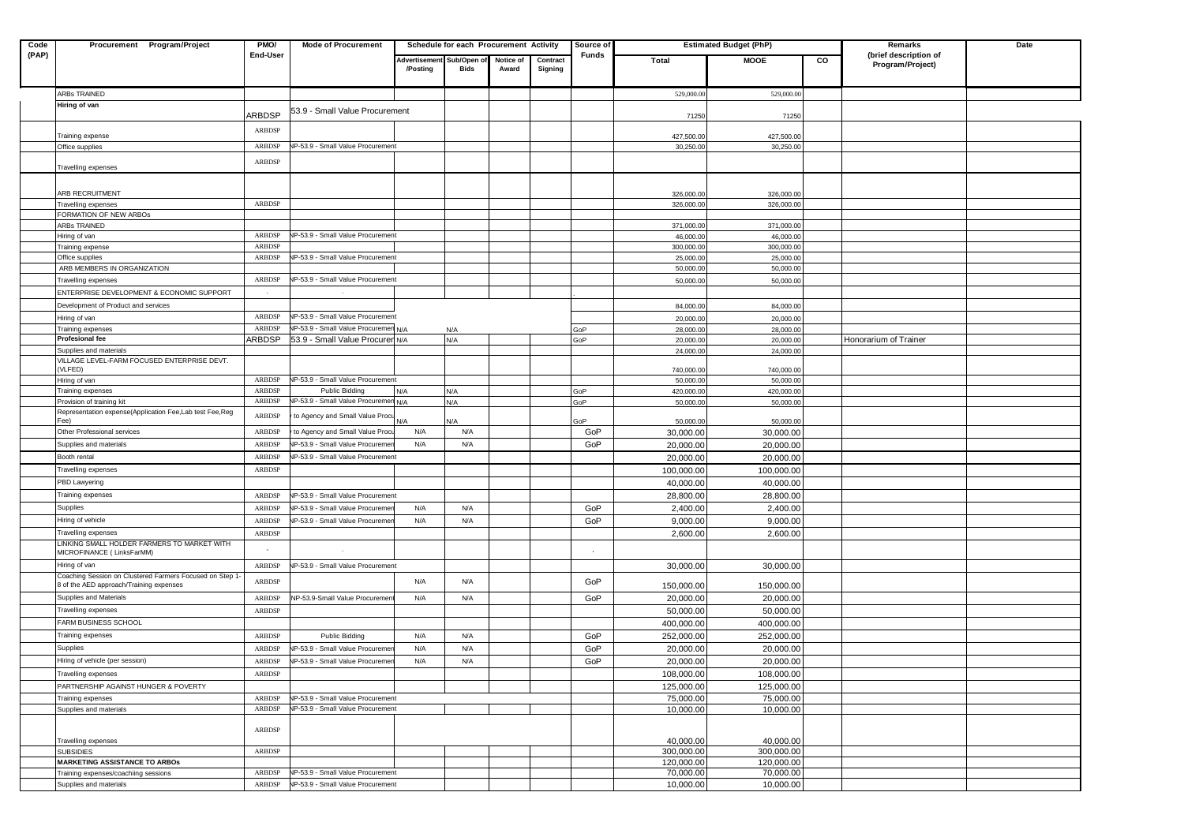| Code (PAP) | Procurement Program/Project | PMO/ End-User | Mode of Procurement | Schedule for each Procurement Activity | | | | Source of Funds | Estimated Budget (PhP) | | | Remarks (brief description of Program/Project) | Date |
|---|---|---|---|---|---|---|---|---|---|---|---|---|---|
| | | | | Advertisement /Posting | Sub/Open of Bids | Notice of Award | Contract Signing | | Total | MOOE | CO | | |
| | ARBs TRAINED | | | | | | | | 529,000.00 | 529,000.00 | | | |
| | **Hiring of van** | ARBDSP | 53.9 - Small Value Procurement | | | | | | 71250 | 71250 | | | |
| | Training expense | ARBDSP | | | | | | | 427,500.00 | 427,500.00 | | | |
| | Office supplies | ARBDSP | NP-53.9 - Small Value Procurement | | | | | | 30,250.00 | 30,250.00 | | | |
| | Travelling expenses | ARBDSP | | | | | | | | | | | |
| | ARB RECRUITMENT | | | | | | | | 326,000.00 | 326,000.00 | | | |
| | Travelling expenses | ARBDSP | | | | | | | 326,000.00 | 326,000.00 | | | |
| | FORMATION OF NEW ARBOs | | | | | | | | | | | | |
| | ARBs TRAINED | | | | | | | | 371,000.00 | 371,000.00 | | | |
| | Hiring of van | ARBDSP | NP-53.9 - Small Value Procurement | | | | | | 46,000.00 | 46,000.00 | | | |
| | Training expense | ARBDSP | | | | | | | 300,000.00 | 300,000.00 | | | |
| | Office supplies | ARBDSP | NP-53.9 - Small Value Procurement | | | | | | 25,000.00 | 25,000.00 | | | |
| | ARB MEMBERS IN ORGANIZATION | | | | | | | | 50,000.00 | 50,000.00 | | | |
| | Travelling expenses | ARBDSP | NP-53.9 - Small Value Procurement | | | | | | 50,000.00 | 50,000.00 | | | |
| | ENTERPRISE DEVELOPMENT & ECONOMIC SUPPORT | - | - | | | | | . | | | | | |
| | Development of Product and services | | | | | | | | 84,000.00 | 84,000.00 | | | |
| | Hiring of van | ARBDSP | NP-53.9 - Small Value Procurement | | | | | | 20,000.00 | 20,000.00 | | | |
| | Training expenses | ARBDSP | NP-53.9 - Small Value Procurement | N/A | N/A | | | GoP | 28,000.00 | 28,000.00 | | | |
| | **Profesional fee** | ARBDSP | 53.9 - Small Value Procurement | N/A | N/A | | | GoP | 20,000.00 | 20,000.00 | | Honorarium of Trainer | |
| | Supplies and materials | | | | | | | | 24,000.00 | 24,000.00 | | | |
| | VILLAGE LEVEL-FARM FOCUSED ENTERPRISE DEVT. (VLFED) | | | | | | | | 740,000.00 | 740,000.00 | | | |
| | Hiring of van | ARBDSP | NP-53.9 - Small Value Procurement | | | | | | 50,000.00 | 50,000.00 | | | |
| | Training expenses | ARBDSP | Public Bidding | N/A | N/A | | | GoP | 420,000.00 | 420,000.00 | | | |
| | Provision of training kit | ARBDSP | NP-53.9 - Small Value Procurement | N/A | N/A | | | GoP | 50,000.00 | 50,000.00 | | | |
| | Representation expense(Application Fee,Lab test Fee,Reg Fee) | ARBDSP | to Agency and Small Value Procu | N/A | N/A | | | GoP | 50,000.00 | 50,000.00 | | | |
| | Other Professional services | ARBDSP | to Agency and Small Value Procu | N/A | N/A | | | GoP | 30,000.00 | 30,000.00 | | | |
| | Supplies and materials | ARBDSP | NP-53.9 - Small Value Procurement | N/A | N/A | | | GoP | 20,000.00 | 20,000.00 | | | |
| | Booth rental | ARBDSP | NP-53.9 - Small Value Procurement | | | | | | 20,000.00 | 20,000.00 | | | |
| | Travelling expenses | ARBDSP | | | | | | | 100,000.00 | 100,000.00 | | | |
| | PBD Lawyering | | | | | | | | 40,000.00 | 40,000.00 | | | |
| | Training expenses | ARBDSP | NP-53.9 - Small Value Procurement | | | | | | 28,800.00 | 28,800.00 | | | |
| | Supplies | ARBDSP | NP-53.9 - Small Value Procurement | N/A | N/A | | | GoP | 2,400.00 | 2,400.00 | | | |
| | Hiring of vehicle | ARBDSP | NP-53.9 - Small Value Procurement | N/A | N/A | | | GoP | 9,000.00 | 9,000.00 | | | |
| | Travelling expenses | ARBDSP | | | | | | | 2,600.00 | 2,600.00 | | | |
| | LINKING SMALL HOLDER FARMERS TO MARKET WITH MICROFINANCE ( LinksFarMM) | - | - | | | | | - | | | | | |
| | Hiring of van | ARBDSP | NP-53.9 - Small Value Procurement | | | | | | 30,000.00 | 30,000.00 | | | |
| | Coaching Session on Clustered Farmers Focused on Step 1-8 of the AED approach/Training expenses | ARBDSP | | N/A | N/A | | | GoP | 150,000.00 | 150,000.00 | | | |
| | Supplies and Materials | ARBDSP | NP-53.9-Small Value Procurement | N/A | N/A | | | GoP | 20,000.00 | 20,000.00 | | | |
| | Travelling expenses | ARBDSP | | | | | | | 50,000.00 | 50,000.00 | | | |
| | FARM BUSINESS SCHOOL | | | | | | | | 400,000.00 | 400,000.00 | | | |
| | Training expenses | ARBDSP | Public Bidding | N/A | N/A | | | GoP | 252,000.00 | 252,000.00 | | | |
| | Supplies | ARBDSP | NP-53.9 - Small Value Procurement | N/A | N/A | | | GoP | 20,000.00 | 20,000.00 | | | |
| | Hiring of vehicle (per session) | ARBDSP | NP-53.9 - Small Value Procurement | N/A | N/A | | | GoP | 20,000.00 | 20,000.00 | | | |
| | Travelling expenses | ARBDSP | | | | | | | 108,000.00 | 108,000.00 | | | |
| | PARTNERSHIP AGAINST HUNGER & POVERTY | | | | | | | | 125,000.00 | 125,000.00 | | | |
| | Training expenses | ARBDSP | NP-53.9 - Small Value Procurement | | | | | | 75,000.00 | 75,000.00 | | | |
| | Supplies and materials | ARBDSP | NP-53.9 - Small Value Procurement | | | | | | 10,000.00 | 10,000.00 | | | |
| | Travelling expenses | ARBDSP | | | | | | | 40,000.00 | 40,000.00 | | | |
| | SUBSIDIES | ARBDSP | | | | | | | 300,000.00 | 300,000.00 | | | |
| | **MARKETING ASSISTANCE TO ARBOs** | | | | | | | | 120,000.00 | 120,000.00 | | | |
| | Training expenses/coachiing sessions | ARBDSP | NP-53.9 - Small Value Procurement | | | | | | 70,000.00 | 70,000.00 | | | |
| | Supplies and materials | ARBDSP | NP-53.9 - Small Value Procurement | | | | | | 10,000.00 | 10,000.00 | | | |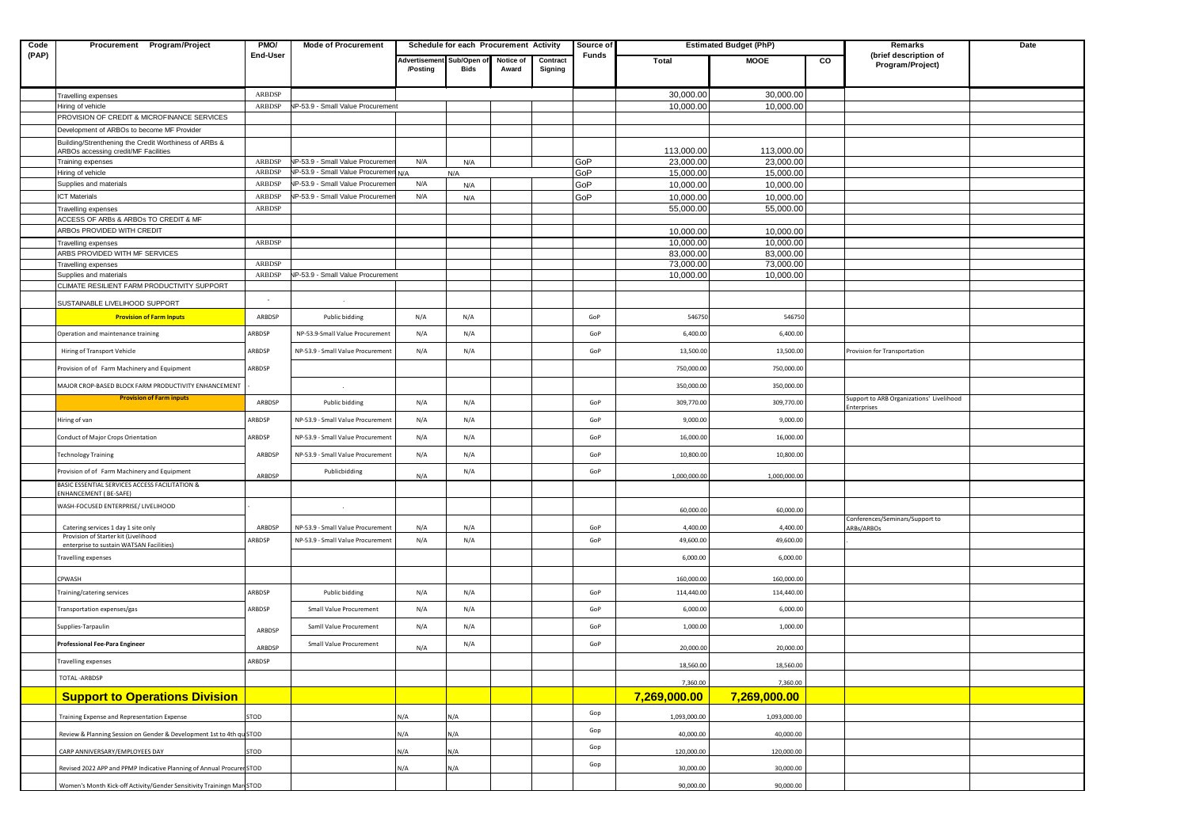| Code (PAP) | Procurement Program/Project | PMO/ End-User | Mode of Procurement | Schedule for each Procurement Activity | | | | Source of Funds | Estimated Budget (PhP) | | | Remarks (brief description of Program/Project) | Date |
|---|---|---|---|---|---|---|---|---|---|---|---|---|---|
| | | | | Advertisement /Posting | Sub/Open of Bids | Notice of Award | Contract Signing | | Total | MOOE | CO | | |
| | Travelling expenses | ARBDSP | | | | | | | 30,000.00 | 30,000.00 | | | |
| | Hiring of vehicle | ARBDSP | NP-53.9 - Small Value Procurement | | | | | | 10,000.00 | 10,000.00 | | | |
| | PROVISION OF CREDIT & MICROFINANCE SERVICES | | | | | | | | | | | | |
| | Development of ARBOs to become MF Provider | | | | | | | | | | | | |
| | Building/Strenthening the Credit Worthiness of ARBs & ARBOs accessing credit/MF Facilities | | | | | | | | 113,000.00 | 113,000.00 | | | |
| | Training expenses | ARBDSP | NP-53.9 - Small Value Procuremen | N/A | N/A | | | GoP | 23,000.00 | 23,000.00 | | | |
| | Hiring of vehicle | ARBDSP | NP-53.9 - Small Value Procuremen | N/A | N/A | | | GoP | 15,000.00 | 15,000.00 | | | |
| | Supplies and materials | ARBDSP | NP-53.9 - Small Value Procuremen | N/A | N/A | | | GoP | 10,000.00 | 10,000.00 | | | |
| | ICT Materials | ARBDSP | NP-53.9 - Small Value Procuremen | N/A | N/A | | | GoP | 10,000.00 | 10,000.00 | | | |
| | Travelling expenses | ARBDSP | | | | | | | 55,000.00 | 55,000.00 | | | |
| | ACCESS OF ARBs & ARBOs TO CREDIT & MF | | | | | | | | | | | | |
| | ARBOs PROVIDED WITH CREDIT | | | | | | | | 10,000.00 | 10,000.00 | | | |
| | Travelling expenses | ARBDSP | | | | | | | 10,000.00 | 10,000.00 | | | |
| | ARBS PROVIDED WITH MF SERVICES | | | | | | | | 83,000.00 | 83,000.00 | | | |
| | Travelling expenses | ARBDSP | | | | | | | 73,000.00 | 73,000.00 | | | |
| | Supplies and materials | ARBDSP | NP-53.9 - Small Value Procurement | | | | | | 10,000.00 | 10,000.00 | | | |
| | CLIMATE RESILIENT FARM PRODUCTIVITY SUPPORT | | | | | | | | | | | | |
| | SUSTAINABLE LIVELIHOOD SUPPORT | - | - | | | | | | | | | | |
| | **Provision of Farm Inputs** | ARBDSP | Public bidding | N/A | N/A | | | GoP | 546750 | 546750 | | | |
| | Operation and maintenance training | ARBDSP | NP-53.9-Small Value Procurement | N/A | N/A | | | GoP | 6,400.00 | 6,400.00 | | | |
| | Hiring of Transport Vehicle | ARBDSP | NP-53.9 - Small Value Procurement | N/A | N/A | | | GoP | 13,500.00 | 13,500.00 | | Provision for Transportation | |
| | Provision of of Farm Machinery and Equipment | ARBDSP | | | | | | | 750,000.00 | 750,000.00 | | | |
| | MAJOR CROP-BASED BLOCK FARM PRODUCTIVITY ENHANCEMENT | - | - | | | | | | 350,000.00 | 350,000.00 | | | |
| | **Provision of Farm inputs** | ARBDSP | Public bidding | N/A | N/A | | | GoP | 309,770.00 | 309,770.00 | | Support to ARB Organizations' Livelihood Enterprises | |
| | Hiring of van | ARBDSP | NP-53.9 - Small Value Procurement | N/A | N/A | | | GoP | 9,000.00 | 9,000.00 | | | |
| | Conduct of Major Crops Orientation | ARBDSP | NP-53.9 - Small Value Procurement | N/A | N/A | | | GoP | 16,000.00 | 16,000.00 | | | |
| | Technology Training | ARBDSP | NP-53.9 - Small Value Procurement | N/A | N/A | | | GoP | 10,800.00 | 10,800.00 | | | |
| | Provision of of Farm Machinery and Equipment | ARBDSP | Publicbidding | N/A | N/A | | | GoP | 1,000,000.00 | 1,000,000.00 | | | |
| | BASIC ESSENTIAL SERVICES ACCESS FACILITATION & ENHANCEMENT ( BE-SAFE) | | | | | | | | | | | | |
| | WASH-FOCUSED ENTERPRISE/ LIVELIHOOD | - | - | | | | | | 60,000.00 | 60,000.00 | | | |
| | Catering services 1 day 1 site only | ARBDSP | NP-53.9 - Small Value Procurement | N/A | N/A | | | GoP | 4,400.00 | 4,400.00 | | Conferences/Seminars/Support to ARBs/ARBOs | |
| | Provision of Starter kit (Livelihood enterprise to sustain WATSAN Facilities) | ARBDSP | NP-53.9 - Small Value Procurement | N/A | N/A | | | GoP | 49,600.00 | 49,600.00 | | . | |
| | Travelling expenses | | | | | | | | 6,000.00 | 6,000.00 | | | |
| | CPWASH | | | | | | | | 160,000.00 | 160,000.00 | | | |
| | Training/catering services | ARBDSP | Public bidding | N/A | N/A | | | GoP | 114,440.00 | 114,440.00 | | | |
| | Transportation expenses/gas | ARBDSP | Small Value Procurement | N/A | N/A | | | GoP | 6,000.00 | 6,000.00 | | | |
| | Supplies-Tarpaulin | ARBDSP | Samll Value Procurement | N/A | N/A | | | GoP | 1,000.00 | 1,000.00 | | | |
| | **Professional Fee-Para Engineer** | ARBDSP | Small Value Procurement | N/A | N/A | | | GoP | 20,000.00 | 20,000.00 | | | |
| | Travelling expenses | ARBDSP | | | | | | | 18,560.00 | 18,560.00 | | | |
| | TOTAL -ARBDSP | | | | | | | | 7,360.00 | 7,360.00 | | | |
| | **Support to Operations Division** | | | | | | | | **7,269,000.00** | **7,269,000.00** | | | |
| | Training Expense and Representation Expense | STOD | | N/A | N/A | | | Gop | 1,093,000.00 | 1,093,000.00 | | | |
| | Review & Planning Session on Gender & Development 1st to 4th qu | STOD | | N/A | N/A | | | Gop | 40,000.00 | 40,000.00 | | | |
| | CARP ANNIVERSARY/EMPLOYEES DAY | STOD | | N/A | N/A | | | Gop | 120,000.00 | 120,000.00 | | | |
| | Revised 2022 APP and PPMP Indicative Planning of Annual Procurem | STOD | | N/A | N/A | | | Gop | 30,000.00 | 30,000.00 | | | |
| | Women's Month Kick-off Activity/Gender Sensitivity Trainingn Mar | STOD | | | | | | | 90,000.00 | 90,000.00 | | | |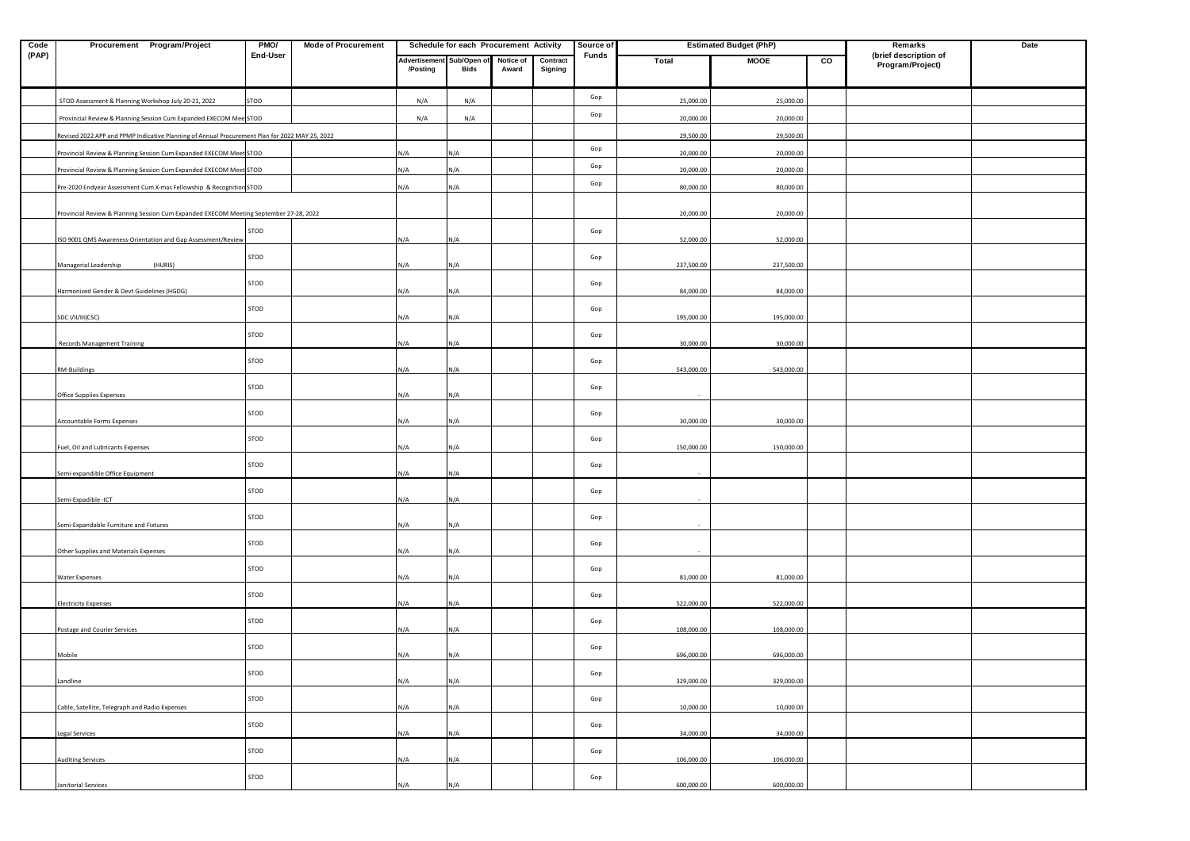| Code (PAP) | Procurement Program/Project | PMO/ End-User | Mode of Procurement | Schedule for each Procurement Activity | | | | Source of Funds | Estimated Budget (PhP) | | | Remarks (brief description of Program/Project) | Date |
|---|---|---|---|---|---|---|---|---|---|---|---|---|---|
| | | | | Advertisement /Posting | Sub/Open of Bids | Notice of Award | Contract Signing | | Total | MOOE | CO | | |
| | STOD Assessment & Planning Workshop July 20-21, 2022 | STOD | | N/A | N/A | | | Gop | 25,000.00 | 25,000.00 | | | |
| | Provincial Review & Planning Session Cum Expanded EXECOM Mee | STOD | | N/A | N/A | | | Gop | 20,000.00 | 20,000.00 | | | |
| | Revised 2022 APP and PPMP Indicative Planning of Annual Procurement Plan for 2022 MAY 25, 2022 | | | | | | | | 29,500.00 | 29,500.00 | | | |
| | Provincial Review & Planning Session Cum Expanded EXECOM Meet | STOD | | N/A | N/A | | | Gop | 20,000.00 | 20,000.00 | | | |
| | Provincial Review & Planning Session Cum Expanded EXECOM Meet | STOD | | N/A | N/A | | | Gop | 20,000.00 | 20,000.00 | | | |
| | Pre-2020 Endyear Assessment Cum X-mas Fellowship & Recognition | STOD | | N/A | N/A | | | Gop | 80,000.00 | 80,000.00 | | | |
| | Provincial Review & Planning Session Cum Expanded EXECOM Meeting September 27-28, 2022 | | | | | | | | 20,000.00 | 20,000.00 | | | |
| | ISO 9001 QMS Awareness-Orientation and Gap Assessment/Review | STOD | | N/A | N/A | | | Gop | 52,000.00 | 52,000.00 | | | |
| | Managerial Leadership (HURIS) | STOD | | N/A | N/A | | | Gop | 237,500.00 | 237,500.00 | | | |
| | Harmonized Gender & Devt Guidelines (HGDG) | STOD | | N/A | N/A | | | Gop | 84,000.00 | 84,000.00 | | | |
| | SDC I/II/III(CSC) | STOD | | N/A | N/A | | | Gop | 195,000.00 | 195,000.00 | | | |
| | Records Management Training | STOD | | N/A | N/A | | | Gop | 30,000.00 | 30,000.00 | | | |
| | RM-Buildings | STOD | | N/A | N/A | | | Gop | 543,000.00 | 543,000.00 | | | |
| | Office Supplies Expenses | STOD | | N/A | N/A | | | Gop | - | | | | |
| | Accountable Forms Expenses | STOD | | N/A | N/A | | | Gop | 30,000.00 | 30,000.00 | | | |
| | Fuel, Oil and Lubricants Expenses | STOD | | N/A | N/A | | | Gop | 150,000.00 | 150,000.00 | | | |
| | Semi-expandible Office Equipment | STOD | | N/A | N/A | | | Gop | - | | | | |
| | Semi-Expadible -ICT | STOD | | N/A | N/A | | | Gop | - | | | | |
| | Semi-Expandable Furniture and Fixtures | STOD | | N/A | N/A | | | Gop | - | | | | |
| | Other Supplies and Materials Expenses | STOD | | N/A | N/A | | | Gop | - | | | | |
| | Water Expenses | STOD | | N/A | N/A | | | Gop | 81,000.00 | 81,000.00 | | | |
| | Electricity Expenses | STOD | | N/A | N/A | | | Gop | 522,000.00 | 522,000.00 | | | |
| | Postage and Courier Services | STOD | | N/A | N/A | | | Gop | 108,000.00 | 108,000.00 | | | |
| | Mobile | STOD | | N/A | N/A | | | Gop | 696,000.00 | 696,000.00 | | | |
| | Landline | STOD | | N/A | N/A | | | Gop | 329,000.00 | 329,000.00 | | | |
| | Cable, Satellite, Telegraph and Radio Expenses | STOD | | N/A | N/A | | | Gop | 10,000.00 | 10,000.00 | | | |
| | Legal Services | STOD | | N/A | N/A | | | Gop | 34,000.00 | 34,000.00 | | | |
| | Auditing Services | STOD | | N/A | N/A | | | Gop | 106,000.00 | 106,000.00 | | | |
| | Janitorial Services | STOD | | N/A | N/A | | | Gop | 600,000.00 | 600,000.00 | | | |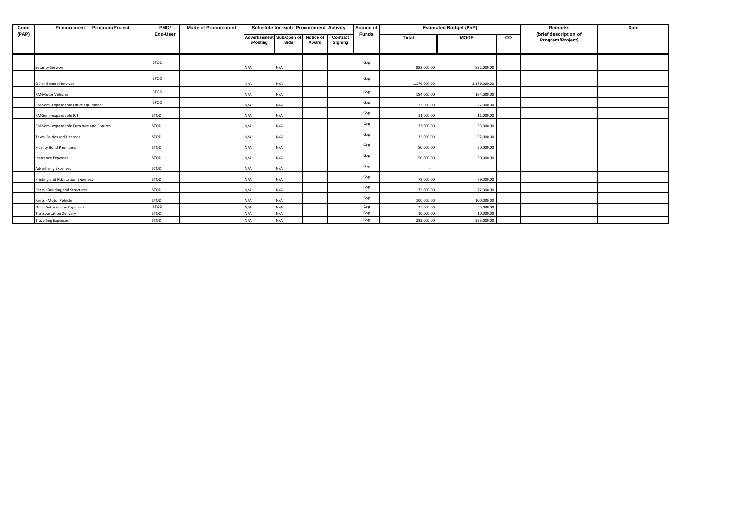| Code (PAP) | Procurement Program/Project | PMO/ End-User | Mode of Procurement | Schedule for each Procurement Activity | | | | Source of Funds | Estimated Budget (PhP) | | | Remarks (brief description of Program/Project) | Date |
|---|---|---|---|---|---|---|---|---|---|---|---|---|---|
| | | | | Advertisement /Posting | Sub/Open of Bids | Notice of Award | Contract Signing | | Total | MOOE | CO | | |
| | Security Services | STOD | | N/A | N/A | | | Gop | 882,000.00 | 882,000.00 | | | |
| | Other General Services | STOD | | N/A | N/A | | | Gop | 1,176,000.00 | 1,176,000.00 | | | |
| | RM-Motor Vehicles | STOD | | N/A | N/A | | | Gop | 184,000.00 | 184,000.00 | | | |
| | RM-Semi-Expandable Office Equipment | STOD | | N/A | N/A | | | Gop | 22,000.00 | 22,000.00 | | | |
| | RM-Semi-expandable ICT | STOD | | N/A | N/A | | | Gop | 11,000.00 | 11,000.00 | | | |
| | RM-Semi-expandable Furniture and Fixtures | STOD | | N/A | N/A | | | Gop | 33,000.00 | 33,000.00 | | | |
| | Taxes, Duties and Licenses | STOD | | N/A | N/A | | | Gop | 32,000.00 | 32,000.00 | | | |
| | Fidelity Bond Premiums | STOD | | N/A | N/A | | | Gop | 50,000.00 | 50,000.00 | | | |
| | Insurance Expenses | STOD | | N/A | N/A | | | Gop | 50,000.00 | 50,000.00 | | | |
| | Advertising Expenses | STOD | | N/A | N/A | | | Gop | - | | | | |
| | Printing and Publication Expenses | STOD | | N/A | N/A | | | Gop | 79,000.00 | 79,000.00 | | | |
| | Rents - Building and Structures | STOD | | N/A | N/A | | | Gop | 72,000.00 | 72,000.00 | | | |
| | Rents - Motor Vehicle | STOD | | N/A | N/A | | | Gop | 100,000.00 | 100,000.00 | | | |
| | Other Subscription Expenses | STOD | | N/A | N/A | | | Gop | 33,000.00 | 33,000.00 | | | |
| | Transportation Delivery | STOD | | N/A | N/A | | | Gop | 10,000.00 | 10,000.00 | | | |
| | Travelling Expenses | STOD | | N/A | N/A | | | Gop | 233,000.00 | 233,000.00 | | | |